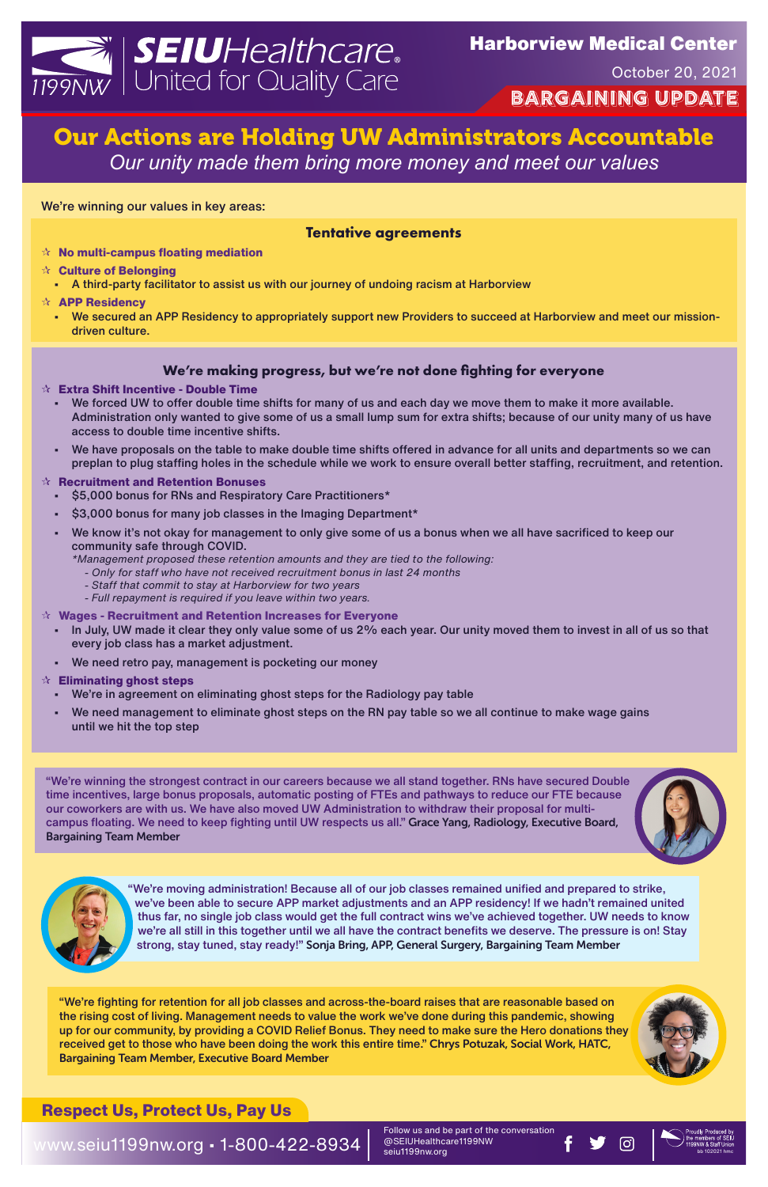SEIUHealthcare 1199NW United for Quality Care

**Harborview Medical Center**

October 20, 2021

**BARGAINING UPDATE**

# Our Actions are Holding UW Administrators Accountable

*Our unity made them bring more money and meet our values*

We're winning our values in key areas:

### Tentative agreements

- ☆ **No multi-campus floating mediation**
- ☆ **Culture of Belonging**
  - A third-party facilitator to assist us with our journey of undoing racism at Harborview
- ☆ **APP Residency**
  - We secured an APP Residency to appropriately support new Providers to succeed at Harborview and meet our mission-driven culture.

### We're making progress, but we're not done fighting for everyone

- ☆ **Extra Shift Incentive - Double Time**
  - We forced UW to offer double time shifts for many of us and each day we move them to make it more available. Administration only wanted to give some of us a small lump sum for extra shifts; because of our unity many of us have access to double time incentive shifts.
  - We have proposals on the table to make double time shifts offered in advance for all units and departments so we can preplan to plug staffing holes in the schedule while we work to ensure overall better staffing, recruitment, and retention.
- ☆ **Recruitment and Retention Bonuses**
  - $5,000 bonus for RNs and Respiratory Care Practitioners*
  - $3,000 bonus for many job classes in the Imaging Department*
  - We know it's not okay for management to only give some of us a bonus when we all have sacrificed to keep our community safe through COVID.

    *\*Management proposed these retention amounts and they are tied to the following:*
    *- Only for staff who have not received recruitment bonus in last 24 months*
    *- Staff that commit to stay at Harborview for two years*
    *- Full repayment is required if you leave within two years.*
- ☆ **Wages - Recruitment and Retention Increases for Everyone**
  - In July, UW made it clear they only value some of us 2% each year. Our unity moved them to invest in all of us so that every job class has a market adjustment.
  - We need retro pay, management is pocketing our money
- ☆ **Eliminating ghost steps**
  - We're in agreement on eliminating ghost steps for the Radiology pay table
  - We need management to eliminate ghost steps on the RN pay table so we all continue to make wage gains until we hit the top step

"We're winning the strongest contract in our careers because we all stand together. RNs have secured Double time incentives, large bonus proposals, automatic posting of FTEs and pathways to reduce our FTE because our coworkers are with us. We have also moved UW Administration to withdraw their proposal for multi-campus floating. We need to keep fighting until UW respects us all." **Grace Yang, Radiology, Executive Board, Bargaining Team Member**

"We're moving administration! Because all of our job classes remained unified and prepared to strike, we've been able to secure APP market adjustments and an APP residency! If we hadn't remained united thus far, no single job class would get the full contract wins we've achieved together. UW needs to know we're all still in this together until we all have the contract benefits we deserve. The pressure is on! Stay strong, stay tuned, stay ready!" **Sonja Bring, APP, General Surgery, Bargaining Team Member**

"We're fighting for retention for all job classes and across-the-board raises that are reasonable based on the rising cost of living. Management needs to value the work we've done during this pandemic, showing up for our community, by providing a COVID Relief Bonus. They need to make sure the Hero donations they received get to those who have been doing the work this entire time." **Chrys Potuzak, Social Work, HATC, Bargaining Team Member, Executive Board Member**

**Respect Us, Protect Us, Pay Us**

www.seiu1199nw.org • 1-800-422-8934

Follow us and be part of the conversation
@SEIUHealthcare1199NW
seiu1199nw.org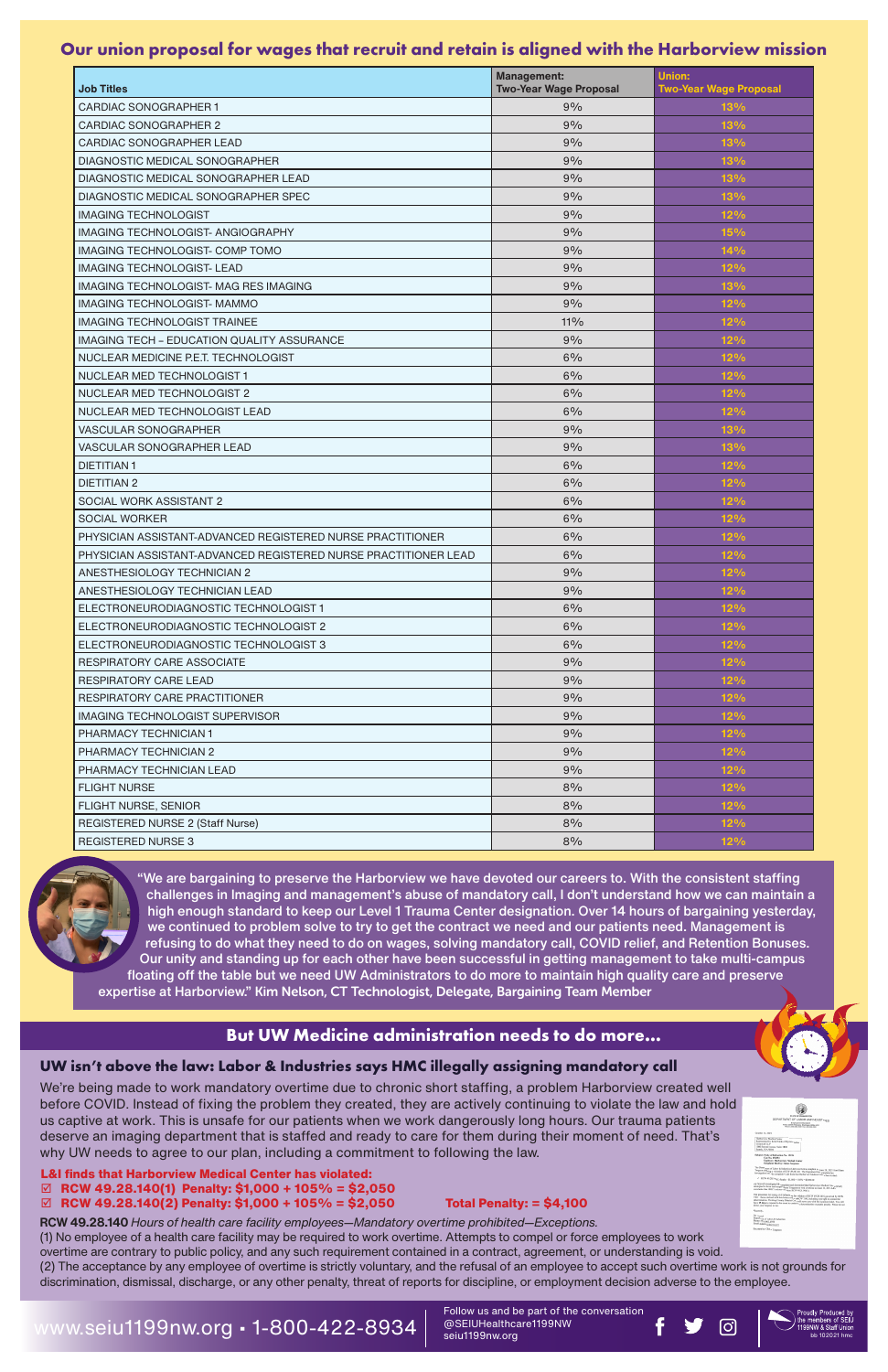## Our union proposal for wages that recruit and retain is aligned with the Harborview mission

| Job Titles | Management: Two-Year Wage Proposal | Union: Two-Year Wage Proposal |
|---|---|---|
| CARDIAC SONOGRAPHER 1 | 9% | 13% |
| CARDIAC SONOGRAPHER 2 | 9% | 13% |
| CARDIAC SONOGRAPHER LEAD | 9% | 13% |
| DIAGNOSTIC MEDICAL SONOGRAPHER | 9% | 13% |
| DIAGNOSTIC MEDICAL SONOGRAPHER LEAD | 9% | 13% |
| DIAGNOSTIC MEDICAL SONOGRAPHER SPEC | 9% | 13% |
| IMAGING TECHNOLOGIST | 9% | 12% |
| IMAGING TECHNOLOGIST- ANGIOGRAPHY | 9% | 15% |
| IMAGING TECHNOLOGIST- COMP TOMO | 9% | 14% |
| IMAGING TECHNOLOGIST- LEAD | 9% | 12% |
| IMAGING TECHNOLOGIST- MAG RES IMAGING | 9% | 13% |
| IMAGING TECHNOLOGIST- MAMMO | 9% | 12% |
| IMAGING TECHNOLOGIST TRAINEE | 11% | 12% |
| IMAGING TECH – EDUCATION QUALITY ASSURANCE | 9% | 12% |
| NUCLEAR MEDICINE P.E.T. TECHNOLOGIST | 6% | 12% |
| NUCLEAR MED TECHNOLOGIST 1 | 6% | 12% |
| NUCLEAR MED TECHNOLOGIST 2 | 6% | 12% |
| NUCLEAR MED TECHNOLOGIST LEAD | 6% | 12% |
| VASCULAR SONOGRAPHER | 9% | 13% |
| VASCULAR SONOGRAPHER LEAD | 9% | 13% |
| DIETITIAN 1 | 6% | 12% |
| DIETITIAN 2 | 6% | 12% |
| SOCIAL WORK ASSISTANT 2 | 6% | 12% |
| SOCIAL WORKER | 6% | 12% |
| PHYSICIAN ASSISTANT-ADVANCED REGISTERED NURSE PRACTITIONER | 6% | 12% |
| PHYSICIAN ASSISTANT-ADVANCED REGISTERED NURSE PRACTITIONER LEAD | 6% | 12% |
| ANESTHESIOLOGY TECHNICIAN 2 | 9% | 12% |
| ANESTHESIOLOGY TECHNICIAN LEAD | 9% | 12% |
| ELECTRONEURODIAGNOSTIC TECHNOLOGIST 1 | 6% | 12% |
| ELECTRONEURODIAGNOSTIC TECHNOLOGIST 2 | 6% | 12% |
| ELECTRONEURODIAGNOSTIC TECHNOLOGIST 3 | 6% | 12% |
| RESPIRATORY CARE ASSOCIATE | 9% | 12% |
| RESPIRATORY CARE LEAD | 9% | 12% |
| RESPIRATORY CARE PRACTITIONER | 9% | 12% |
| IMAGING TECHNOLOGIST SUPERVISOR | 9% | 12% |
| PHARMACY TECHNICIAN 1 | 9% | 12% |
| PHARMACY TECHNICIAN 2 | 9% | 12% |
| PHARMACY TECHNICIAN LEAD | 9% | 12% |
| FLIGHT NURSE | 8% | 12% |
| FLIGHT NURSE, SENIOR | 8% | 12% |
| REGISTERED NURSE 2 (Staff Nurse) | 8% | 12% |
| REGISTERED NURSE 3 | 8% | 12% |

"We are bargaining to preserve the Harborview we have devoted our careers to. With the consistent staffing challenges in Imaging and management's abuse of mandatory call, I don't understand how we can maintain a high enough standard to keep our Level 1 Trauma Center designation. Over 14 hours of bargaining yesterday, we continued to problem solve to try to get the contract we need and our patients need. Management is refusing to do what they need to do on wages, solving mandatory call, COVID relief, and Retention Bonuses. Our unity and standing up for each other have been successful in getting management to take multi-campus floating off the table but we need UW Administrators to do more to maintain high quality care and preserve expertise at Harborview." Kim Nelson, CT Technologist, Delegate, Bargaining Team Member

## But UW Medicine administration needs to do more...

### UW isn't above the law: Labor & Industries says HMC illegally assigning mandatory call

We're being made to work mandatory overtime due to chronic short staffing, a problem Harborview created well before COVID. Instead of fixing the problem they created, they are actively continuing to violate the law and hold us captive at work. This is unsafe for our patients when we work dangerously long hours. Our trauma patients deserve an imaging department that is staffed and ready to care for them during their moment of need. That's why UW needs to agree to our plan, including a commitment to following the law.

**L&I finds that Harborview Medical Center has violated:**

- ☑ **RCW 49.28.140(1) Penalty: $1,000 + 105% = $2,050**
- ☑ **RCW 49.28.140(2) Penalty: $1,000 + 105% = $2,050**

**Total Penalty: = $4,100**

**RCW 49.28.140** *Hours of health care facility employees—Mandatory overtime prohibited—Exceptions.*
(1) No employee of a health care facility may be required to work overtime. Attempts to compel or force employees to work overtime are contrary to public policy, and any such requirement contained in a contract, agreement, or understanding is void.
(2) The acceptance by any employee of overtime is strictly voluntary, and the refusal of an employee to accept such overtime work is not grounds for discrimination, dismissal, discharge, or any other penalty, threat of reports for discipline, or employment decision adverse to the employee.

www.seiu1199nw.org • 1-800-422-8934

Follow us and be part of the conversation
@SEIUHealthcare1199NW
seiu1199nw.org

Proudly Produced by the members of SEIU 1199NW & Staff Union
bb 102021 hmc